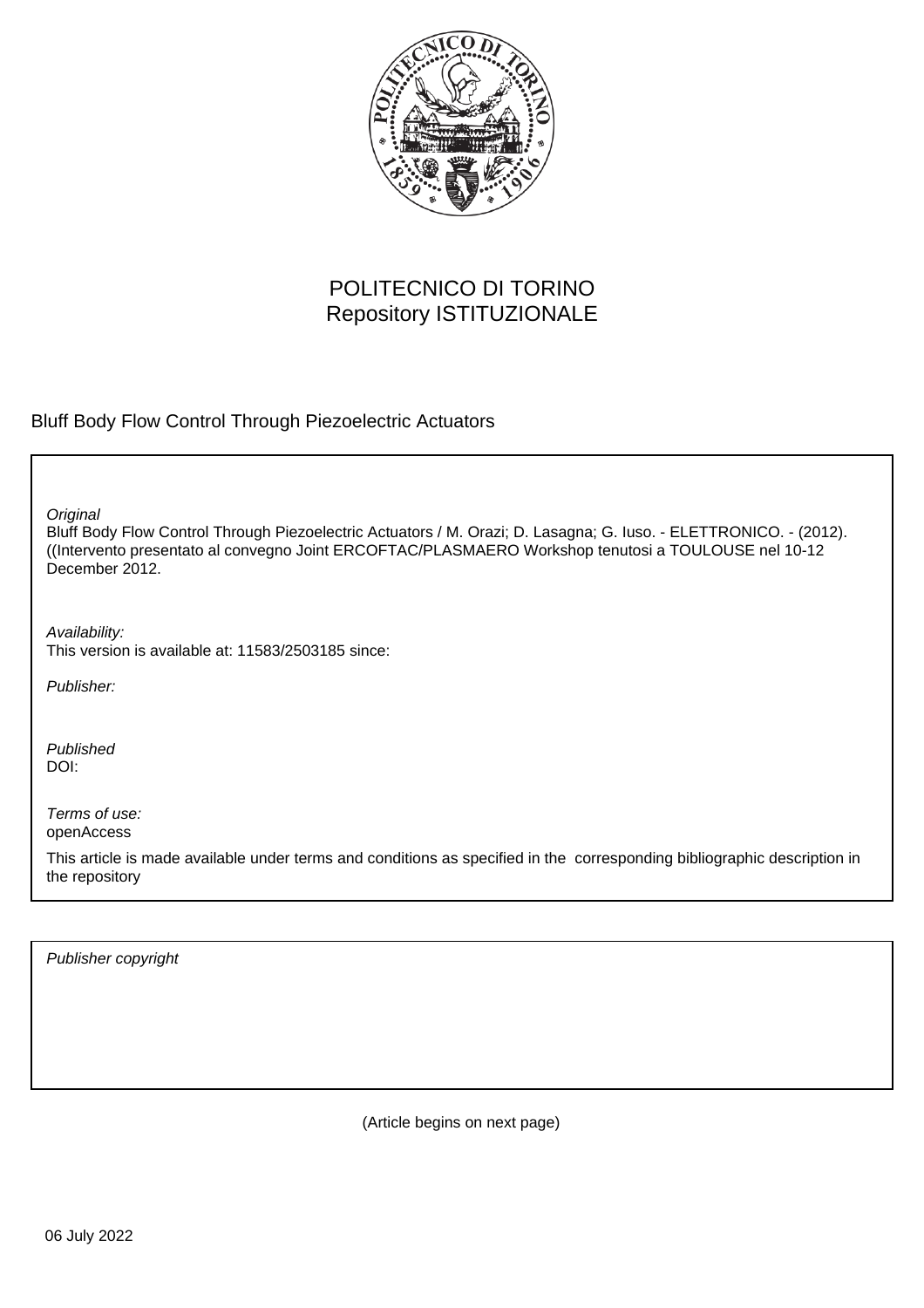POLITECNICO DI TORINO
Repository ISTITUZIONALE

Bluff Body Flow Control Through Piezoelectric Actuators

*Original*
Bluff Body Flow Control Through Piezoelectric Actuators / M. Orazi; D. Lasagna; G. Iuso. - ELETTRONICO. - (2012). ((Intervento presentato al convegno Joint ERCOFTAC/PLASMAERO Workshop tenutosi a TOULOUSE nel 10-12 December 2012.

*Availability:*
This version is available at: 11583/2503185 since:

*Publisher:*

*Published*
DOI:

*Terms of use:*
openAccess

This article is made available under terms and conditions as specified in the corresponding bibliographic description in the repository

*Publisher copyright*

(Article begins on next page)

06 July 2022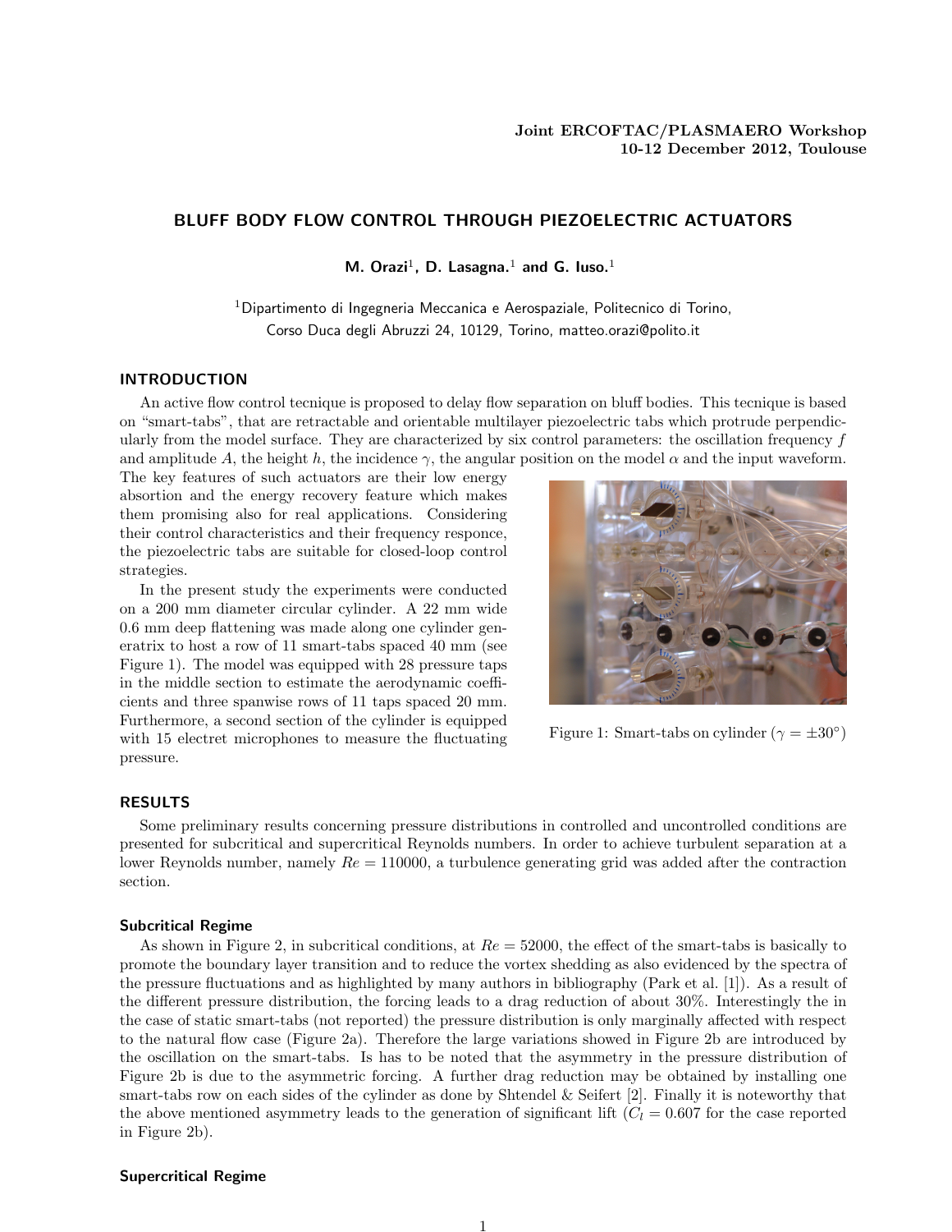Joint ERCOFTAC/PLASMAERO Workshop
10-12 December 2012, Toulouse

# BLUFF BODY FLOW CONTROL THROUGH PIEZOELECTRIC ACTUATORS

**M. Orazi[1], D. Lasagna.[1] and G. Iuso.[1]**

[1]Dipartimento di Ingegneria Meccanica e Aerospaziale, Politecnico di Torino,
Corso Duca degli Abruzzi 24, 10129, Torino, matteo.orazi@polito.it

## INTRODUCTION

An active flow control tecnique is proposed to delay flow separation on bluff bodies. This tecnique is based on "smart-tabs", that are retractable and orientable multilayer piezoelectric tabs which protrude perpendicularly from the model surface. They are characterized by six control parameters: the oscillation frequency $f$ and amplitude $A$, the height $h$, the incidence $\gamma$, the angular position on the model $\alpha$ and the input waveform. The key features of such actuators are their low energy absorption and the energy recovery feature which makes them promising also for real applications. Considering their control characteristics and their frequency responce, the piezoelectric tabs are suitable for closed-loop control strategies.

In the present study the experiments were conducted on a 200 mm diameter circular cylinder. A 22 mm wide 0.6 mm deep flattening was made along one cylinder generatrix to host a row of 11 smart-tabs spaced 40 mm (see Figure 1). The model was equipped with 28 pressure taps in the middle section to estimate the aerodynamic coefficients and three spanwise rows of 11 taps spaced 20 mm. Furthermore, a second section of the cylinder is equipped with 15 electret microphones to measure the fluctuating pressure.

Figure 1: Smart-tabs on cylinder ($\gamma = \pm 30°$)

## RESULTS

Some preliminary results concerning pressure distributions in controlled and uncontrolled conditions are presented for subcritical and supercritical Reynolds numbers. In order to achieve turbulent separation at a lower Reynolds number, namely $Re = 110000$, a turbulence generating grid was added after the contraction section.

### Subcritical Regime

As shown in Figure 2, in subcritical conditions, at $Re = 52000$, the effect of the smart-tabs is basically to promote the boundary layer transition and to reduce the vortex shedding as also evidenced by the spectra of the pressure fluctuations and as highlighted by many authors in bibliography (Park et al. [1]). As a result of the different pressure distribution, the forcing leads to a drag reduction of about 30%. Interestingly the in the case of static smart-tabs (not reported) the pressure distribution is only marginally affected with respect to the natural flow case (Figure 2a). Therefore the large variations showed in Figure 2b are introduced by the oscillation on the smart-tabs. Is has to be noted that the asymmetry in the pressure distribution of Figure 2b is due to the asymmetric forcing. A further drag reduction may be obtained by installing one smart-tabs row on each sides of the cylinder as done by Shtendel & Seifert [2]. Finally it is noteworthy that the above mentioned asymmetry leads to the generation of significant lift ($C_l = 0.607$ for the case reported in Figure 2b).

### Supercritical Regime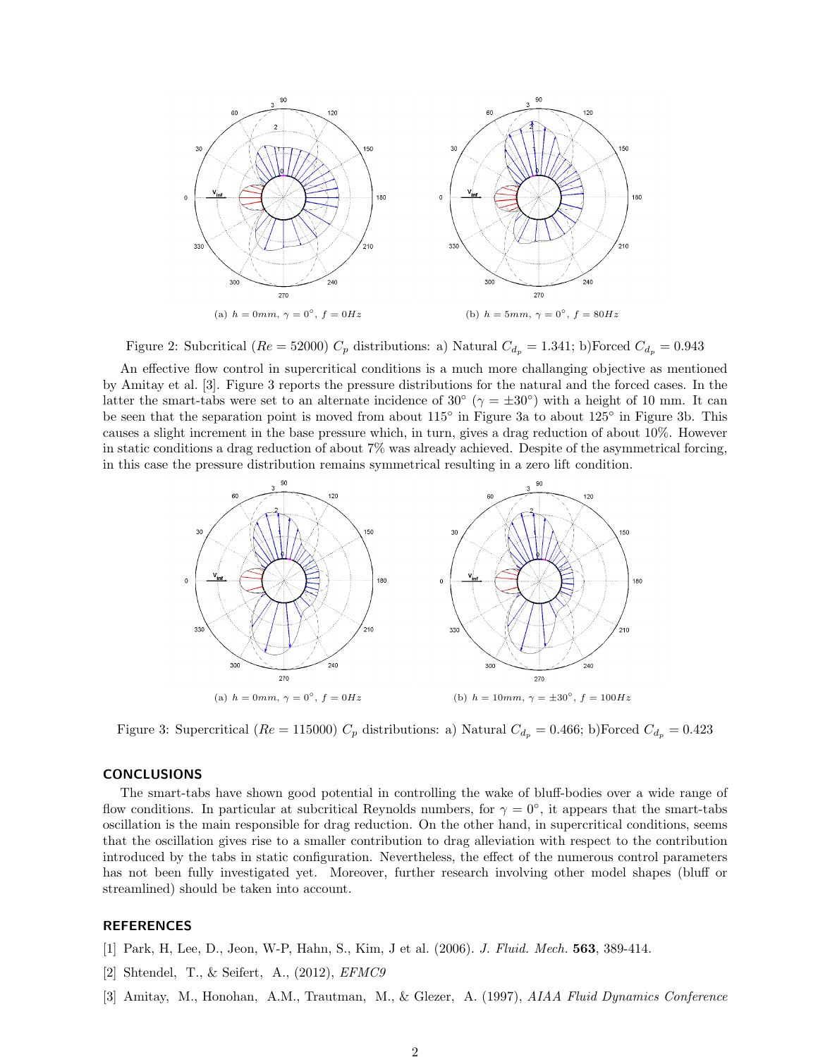60 3 90 120

2

30 1 150

0

0 V_inf 180

330 210

300 240

270

(a) $h = 0mm$, $\gamma = 0°$, $f = 0Hz$

60 3 90 120

2

30 1 150

0

0 V_inf 180

330 210

300 240

270

(b) $h = 5mm$, $\gamma = 0°$, $f = 80Hz$

Figure 2: Subcritical ($Re = 52000$) $C_p$ distributions: a) Natural $C_{d_p} = 1.341$; b)Forced $C_{d_p} = 0.943$

An effective flow control in supercritical conditions is a much more challanging objective as mentioned by Amitay et al. [3]. Figure 3 reports the pressure distributions for the natural and the forced cases. In the latter the smart-tabs were set to an alternate incidence of 30° ($\gamma = \pm 30°$) with a height of 10 mm. It can be seen that the separation point is moved from about 115° in Figure 3a to about 125° in Figure 3b. This causes a slight increment in the base pressure which, in turn, gives a drag reduction of about 10%. However in static conditions a drag reduction of about 7% was already achieved. Despite of the asymmetrical forcing, in this case the pressure distribution remains symmetrical resulting in a zero lift condition.

60 3 90 120

2

30 1 150

0

0 V_inf 180

330 210

300 240

270

(a) $h = 0mm$, $\gamma = 0°$, $f = 0Hz$

60 3 90 120

2

30 1 150

0

0 V_inf 180

330 210

300 240

270

(b) $h = 10mm$, $\gamma = \pm 30°$, $f = 100Hz$

Figure 3: Supercritical ($Re = 115000$) $C_p$ distributions: a) Natural $C_{d_p} = 0.466$; b)Forced $C_{d_p} = 0.423$

## CONCLUSIONS

The smart-tabs have shown good potential in controlling the wake of bluff-bodies over a wide range of flow conditions. In particular at subcritical Reynolds numbers, for $\gamma = 0°$, it appears that the smart-tabs oscillation is the main responsible for drag reduction. On the other hand, in supercritical conditions, seems that the oscillation gives rise to a smaller contribution to drag alleviation with respect to the contribution introduced by the tabs in static configuration. Nevertheless, the effect of the numerous control parameters has not been fully investigated yet. Moreover, further research involving other model shapes (bluff or streamlined) should be taken into account.

## REFERENCES

[1] Park, H, Lee, D., Jeon, W-P, Hahn, S., Kim, J et al. (2006). *J. Fluid. Mech.* **563**, 389-414.

[2] Shtendel, T., & Seifert, A., (2012), *EFMC9*

[3] Amitay, M., Honohan, A.M., Trautman, M., & Glezer, A. (1997), *AIAA Fluid Dynamics Conference*